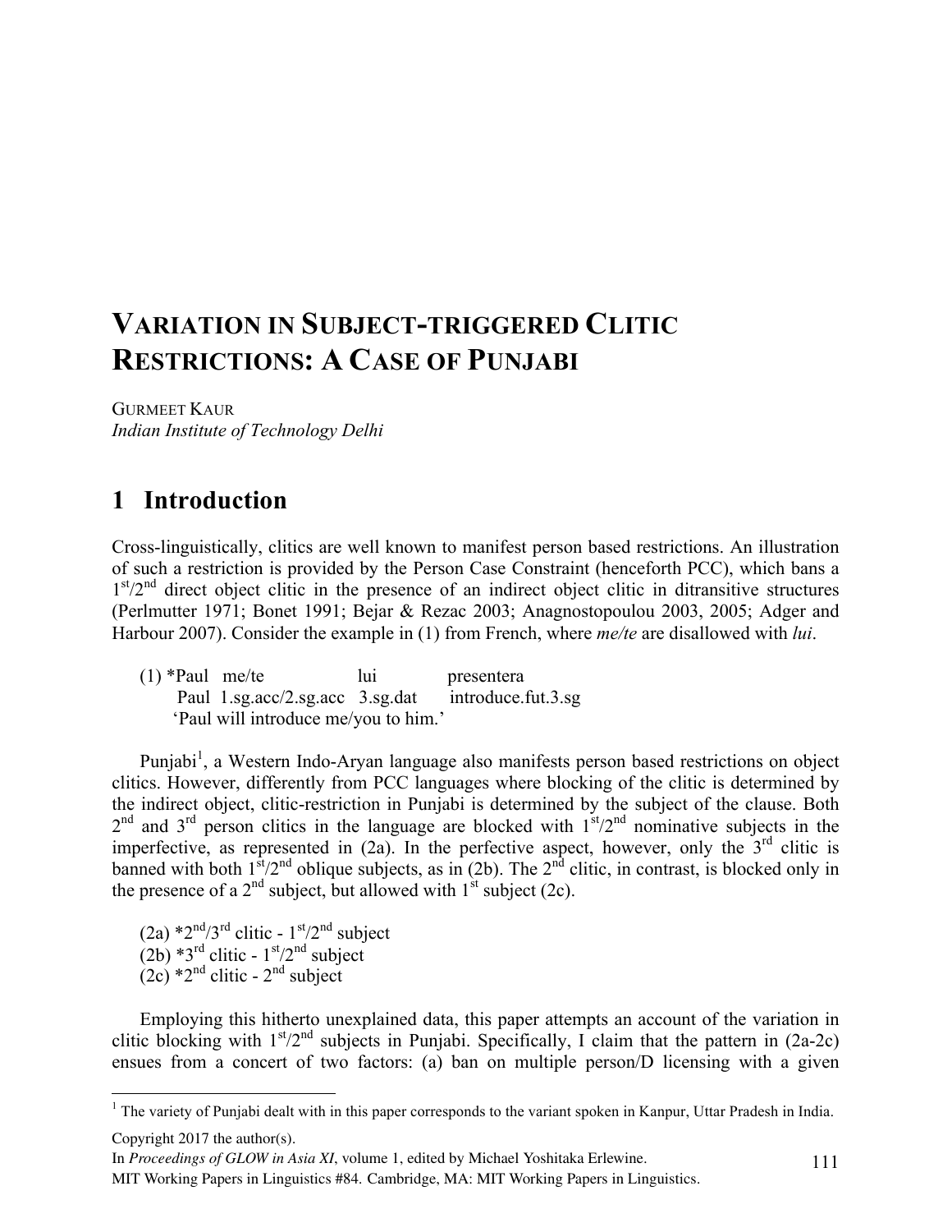# Variation in Subject-triggered Clitic Restrictions: A Case of Punjabi

Gurmeet Kaur
*Indian Institute of Technology Delhi*

## 1 Introduction

Cross-linguistically, clitics are well known to manifest person based restrictions. An illustration of such a restriction is provided by the Person Case Constraint (henceforth PCC), which bans a 1st/2nd direct object clitic in the presence of an indirect object clitic in ditransitive structures (Perlmutter 1971; Bonet 1991; Bejar & Rezac 2003; Anagnostopoulou 2003, 2005; Adger and Harbour 2007). Consider the example in (1) from French, where *me/te* are disallowed with *lui*.

(1) *Paul me/te lui presentera
Paul 1.sg.acc/2.sg.acc 3.sg.dat introduce.fut.3.sg
'Paul will introduce me/you to him.'

Punjabi[1], a Western Indo-Aryan language also manifests person based restrictions on object clitics. However, differently from PCC languages where blocking of the clitic is determined by the indirect object, clitic-restriction in Punjabi is determined by the subject of the clause. Both 2nd and 3rd person clitics in the language are blocked with 1st/2nd nominative subjects in the imperfective, as represented in (2a). In the perfective aspect, however, only the 3rd clitic is banned with both 1st/2nd oblique subjects, as in (2b). The 2nd clitic, in contrast, is blocked only in the presence of a 2nd subject, but allowed with 1st subject (2c).

(2a) *2nd/3rd clitic - 1st/2nd subject
(2b) *3rd clitic - 1st/2nd subject
(2c) *2nd clitic - 2nd subject

Employing this hitherto unexplained data, this paper attempts an account of the variation in clitic blocking with 1st/2nd subjects in Punjabi. Specifically, I claim that the pattern in (2a-2c) ensues from a concert of two factors: (a) ban on multiple person/D licensing with a given

[1] The variety of Punjabi dealt with in this paper corresponds to the variant spoken in Kanpur, Uttar Pradesh in India.

Copyright 2017 the author(s).
In *Proceedings of GLOW in Asia XI*, volume 1, edited by Michael Yoshitaka Erlewine.
MIT Working Papers in Linguistics #84. Cambridge, MA: MIT Working Papers in Linguistics.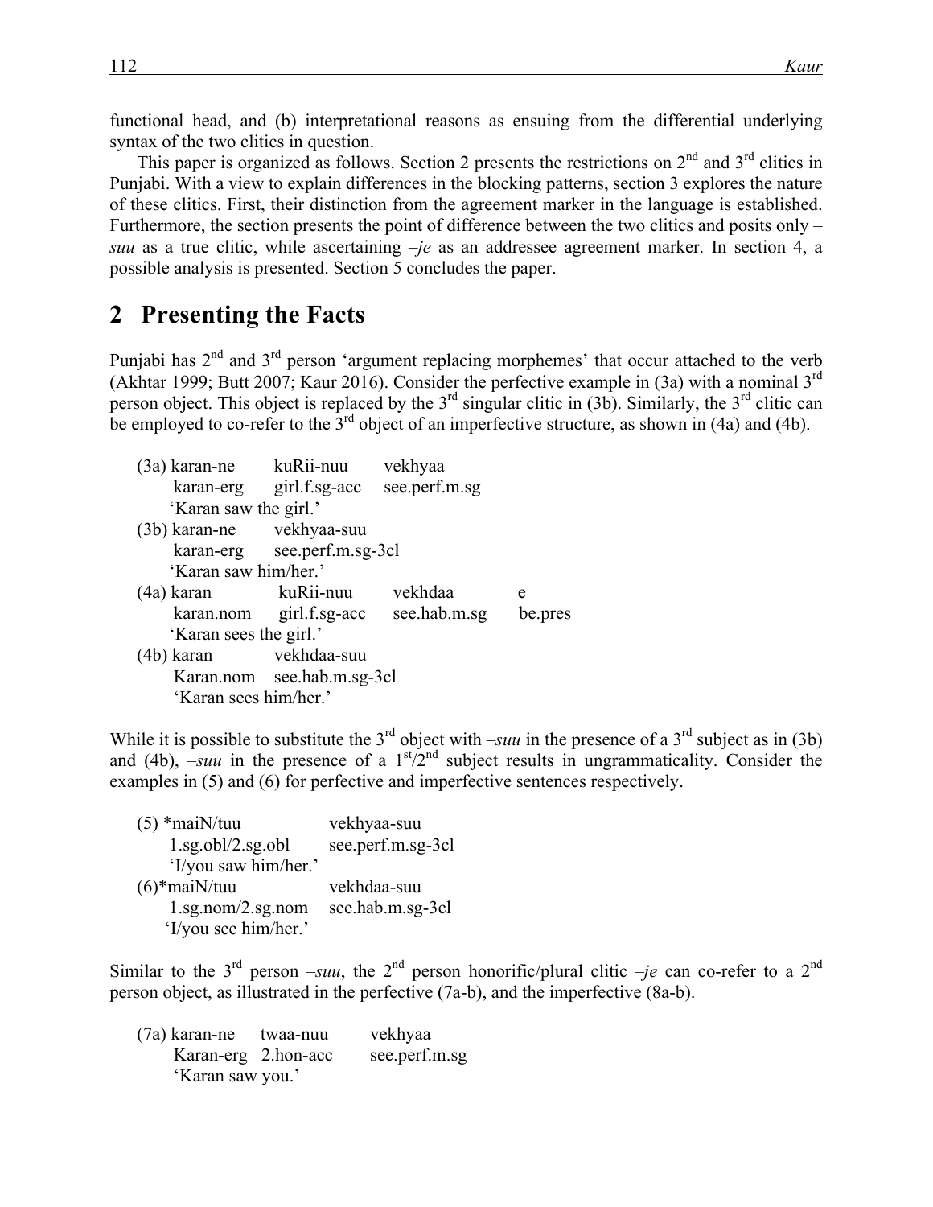functional head, and (b) interpretational reasons as ensuing from the differential underlying syntax of the two clitics in question.

This paper is organized as follows. Section 2 presents the restrictions on 2nd and 3rd clitics in Punjabi. With a view to explain differences in the blocking patterns, section 3 explores the nature of these clitics. First, their distinction from the agreement marker in the language is established. Furthermore, the section presents the point of difference between the two clitics and posits only –*suu* as a true clitic, while ascertaining –*je* as an addressee agreement marker. In section 4, a possible analysis is presented. Section 5 concludes the paper.

## 2 Presenting the Facts

Punjabi has 2nd and 3rd person 'argument replacing morphemes' that occur attached to the verb (Akhtar 1999; Butt 2007; Kaur 2016). Consider the perfective example in (3a) with a nominal 3rd person object. This object is replaced by the 3rd singular clitic in (3b). Similarly, the 3rd clitic can be employed to co-refer to the 3rd object of an imperfective structure, as shown in (4a) and (4b).

(3a) karan-ne &nbsp;&nbsp; kuRii-nuu &nbsp;&nbsp; vekhyaa
&nbsp;&nbsp;&nbsp;&nbsp;&nbsp; karan-erg &nbsp;&nbsp; girl.f.sg-acc &nbsp;&nbsp; see.perf.m.sg
&nbsp;&nbsp;&nbsp;&nbsp;&nbsp; 'Karan saw the girl.'
(3b) karan-ne &nbsp;&nbsp; vekhyaa-suu
&nbsp;&nbsp;&nbsp;&nbsp;&nbsp; karan-erg &nbsp;&nbsp; see.perf.m.sg-3cl
&nbsp;&nbsp;&nbsp;&nbsp;&nbsp; 'Karan saw him/her.'
(4a) karan &nbsp;&nbsp; kuRii-nuu &nbsp;&nbsp; vekhdaa &nbsp;&nbsp; e
&nbsp;&nbsp;&nbsp;&nbsp;&nbsp; karan.nom &nbsp;&nbsp; girl.f.sg-acc &nbsp;&nbsp; see.hab.m.sg &nbsp;&nbsp; be.pres
&nbsp;&nbsp;&nbsp;&nbsp;&nbsp; 'Karan sees the girl.'
(4b) karan &nbsp;&nbsp; vekhdaa-suu
&nbsp;&nbsp;&nbsp;&nbsp;&nbsp; Karan.nom &nbsp;&nbsp; see.hab.m.sg-3cl
&nbsp;&nbsp;&nbsp;&nbsp;&nbsp; 'Karan sees him/her.'

While it is possible to substitute the 3rd object with –*suu* in the presence of a 3rd subject as in (3b) and (4b), –*suu* in the presence of a 1st/2nd subject results in ungrammaticality. Consider the examples in (5) and (6) for perfective and imperfective sentences respectively.

(5) *maiN/tuu &nbsp;&nbsp; vekhyaa-suu
&nbsp;&nbsp;&nbsp;&nbsp;&nbsp; 1.sg.obl/2.sg.obl &nbsp;&nbsp; see.perf.m.sg-3cl
&nbsp;&nbsp;&nbsp;&nbsp;&nbsp; 'I/you saw him/her.'
(6)*maiN/tuu &nbsp;&nbsp; vekhdaa-suu
&nbsp;&nbsp;&nbsp;&nbsp;&nbsp; 1.sg.nom/2.sg.nom &nbsp;&nbsp; see.hab.m.sg-3cl
&nbsp;&nbsp;&nbsp;&nbsp;&nbsp; 'I/you see him/her.'

Similar to the 3rd person –*suu*, the 2nd person honorific/plural clitic –*je* can co-refer to a 2nd person object, as illustrated in the perfective (7a-b), and the imperfective (8a-b).

(7a) karan-ne &nbsp;&nbsp; twaa-nuu &nbsp;&nbsp; vekhyaa
&nbsp;&nbsp;&nbsp;&nbsp;&nbsp; Karan-erg &nbsp;&nbsp; 2.hon-acc &nbsp;&nbsp; see.perf.m.sg
&nbsp;&nbsp;&nbsp;&nbsp;&nbsp; 'Karan saw you.'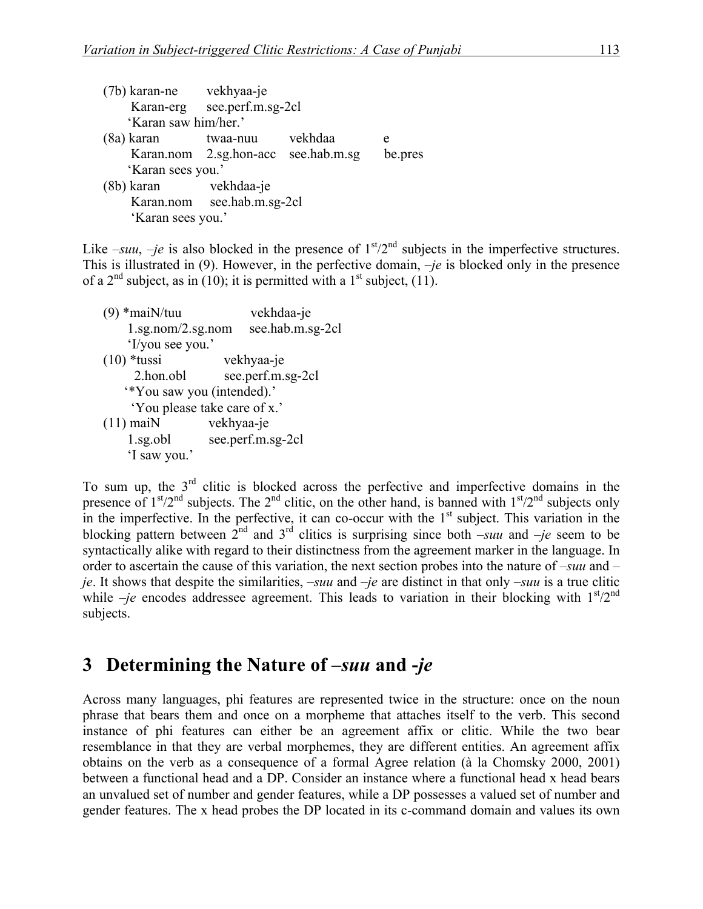(7b) karan-ne vekhyaa-je
Karan-erg see.perf.m.sg-2cl
'Karan saw him/her.'

(8a) karan twaa-nuu vekhdaa e
Karan.nom 2.sg.hon-acc see.hab.m.sg be.pres
'Karan sees you.'

(8b) karan vekhdaa-je
Karan.nom see.hab.m.sg-2cl
'Karan sees you.'

Like *–suu*, *–je* is also blocked in the presence of 1st/2nd subjects in the imperfective structures. This is illustrated in (9). However, in the perfective domain, *–je* is blocked only in the presence of a 2nd subject, as in (10); it is permitted with a 1st subject, (11).

(9) *maiN/tuu vekhdaa-je
1.sg.nom/2.sg.nom see.hab.m.sg-2cl
'I/you see you.'

(10) *tussi vekhyaa-je
2.hon.obl see.perf.m.sg-2cl
'*You saw you (intended).'
'You please take care of x.'

(11) maiN vekhyaa-je
1.sg.obl see.perf.m.sg-2cl
'I saw you.'

To sum up, the 3rd clitic is blocked across the perfective and imperfective domains in the presence of 1st/2nd subjects. The 2nd clitic, on the other hand, is banned with 1st/2nd subjects only in the imperfective. In the perfective, it can co-occur with the 1st subject. This variation in the blocking pattern between 2nd and 3rd clitics is surprising since both *–suu* and *–je* seem to be syntactically alike with regard to their distinctness from the agreement marker in the language. In order to ascertain the cause of this variation, the next section probes into the nature of *–suu* and *–je*. It shows that despite the similarities, *–suu* and *–je* are distinct in that only *–suu* is a true clitic while *–je* encodes addressee agreement. This leads to variation in their blocking with 1st/2nd subjects.

# 3 Determining the Nature of *–suu* and *-je*

Across many languages, phi features are represented twice in the structure: once on the noun phrase that bears them and once on a morpheme that attaches itself to the verb. This second instance of phi features can either be an agreement affix or clitic. While the two bear resemblance in that they are verbal morphemes, they are different entities. An agreement affix obtains on the verb as a consequence of a formal Agree relation (à la Chomsky 2000, 2001) between a functional head and a DP. Consider an instance where a functional head x head bears an unvalued set of number and gender features, while a DP possesses a valued set of number and gender features. The x head probes the DP located in its c-command domain and values its own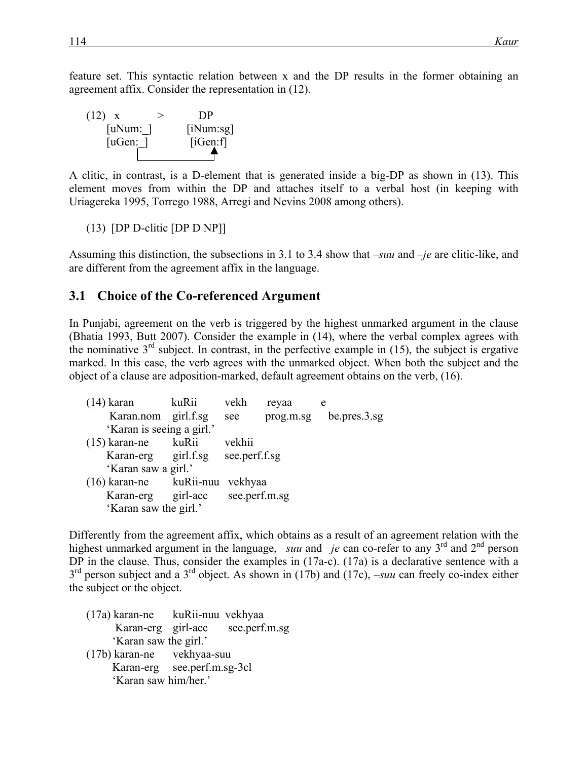feature set. This syntactic relation between x and the DP results in the former obtaining an agreement affix. Consider the representation in (12).

```
(12)  x            >          DP
      [uNum:_]              [iNum:sg]
      [uGen:_]               [iGen:f]
```

A clitic, in contrast, is a D-element that is generated inside a big-DP as shown in (13). This element moves from within the DP and attaches itself to a verbal host (in keeping with Uriagereka 1995, Torrego 1988, Arregi and Nevins 2008 among others).

(13) [DP D-clitic [DP D NP]]

Assuming this distinction, the subsections in 3.1 to 3.4 show that *–suu* and *–je* are clitic-like, and are different from the agreement affix in the language.

## 3.1 Choice of the Co-referenced Argument

In Punjabi, agreement on the verb is triggered by the highest unmarked argument in the clause (Bhatia 1993, Butt 2007). Consider the example in (14), where the verbal complex agrees with the nominative 3rd subject. In contrast, in the perfective example in (15), the subject is ergative marked. In this case, the verb agrees with the unmarked object. When both the subject and the object of a clause are adposition-marked, default agreement obtains on the verb, (16).

```
(14) karan        kuRii     vekh    reyaa       e
     Karan.nom    girl.f.sg see     prog.m.sg   be.pres.3.sg
     'Karan is seeing a girl.'
(15) karan-ne     kuRii     vekhii
     Karan-erg    girl.f.sg see.perf.f.sg
     'Karan saw a girl.'
(16) karan-ne     kuRii-nuu vekhyaa
     Karan-erg    girl-acc  see.perf.m.sg
     'Karan saw the girl.'
```

Differently from the agreement affix, which obtains as a result of an agreement relation with the highest unmarked argument in the language, *–suu* and *–je* can co-refer to any 3rd and 2nd person DP in the clause. Thus, consider the examples in (17a-c). (17a) is a declarative sentence with a 3rd person subject and a 3rd object. As shown in (17b) and (17c), *–suu* can freely co-index either the subject or the object.

```
(17a) karan-ne    kuRii-nuu  vekhyaa
      Karan-erg   girl-acc   see.perf.m.sg
      'Karan saw the girl.'
(17b) karan-ne    vekhyaa-suu
      Karan-erg   see.perf.m.sg-3cl
      'Karan saw him/her.'
```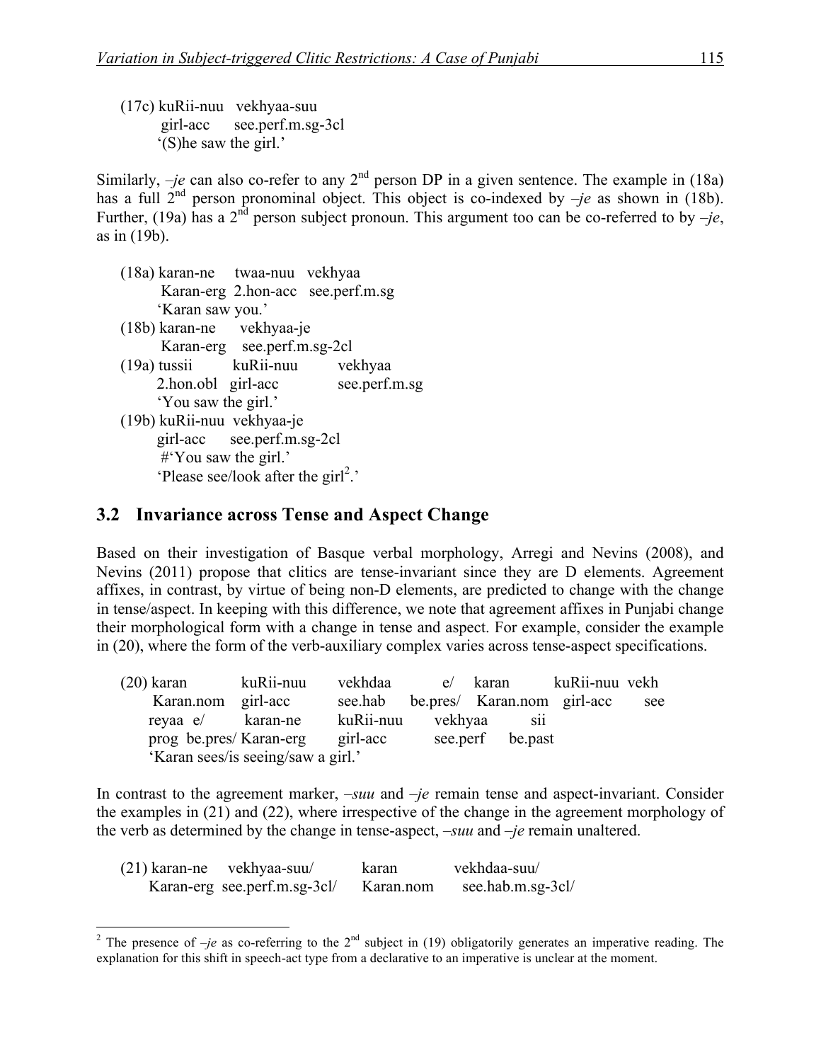(17c) kuRii-nuu vekhyaa-suu
girl-acc see.perf.m.sg-3cl
'(S)he saw the girl.'

Similarly, *–je* can also co-refer to any 2nd person DP in a given sentence. The example in (18a) has a full 2nd person pronominal object. This object is co-indexed by *–je* as shown in (18b). Further, (19a) has a 2nd person subject pronoun. This argument too can be co-referred to by *–je*, as in (19b).

(18a) karan-ne twaa-nuu vekhyaa
Karan-erg 2.hon-acc see.perf.m.sg
'Karan saw you.'

(18b) karan-ne vekhyaa-je
Karan-erg see.perf.m.sg-2cl

(19a) tussii kuRii-nuu vekhyaa
2.hon.obl girl-acc see.perf.m.sg
'You saw the girl.'

(19b) kuRii-nuu vekhyaa-je
girl-acc see.perf.m.sg-2cl
#'You saw the girl.'
'Please see/look after the girl[2].'

## 3.2 Invariance across Tense and Aspect Change

Based on their investigation of Basque verbal morphology, Arregi and Nevins (2008), and Nevins (2011) propose that clitics are tense-invariant since they are D elements. Agreement affixes, in contrast, by virtue of being non-D elements, are predicted to change with the change in tense/aspect. In keeping with this difference, we note that agreement affixes in Punjabi change their morphological form with a change in tense and aspect. For example, consider the example in (20), where the form of the verb-auxiliary complex varies across tense-aspect specifications.

(20) karan kuRii-nuu vekhdaa e/ karan kuRii-nuu vekh reyaa e/ karan-ne kuRii-nuu vekhyaa sii
Karan.nom girl-acc see.hab be.pres/ Karan.nom girl-acc see prog be.pres/ Karan-erg girl-acc see.perf be.past
'Karan sees/is seeing/saw a girl.'

In contrast to the agreement marker, *–suu* and *–je* remain tense and aspect-invariant. Consider the examples in (21) and (22), where irrespective of the change in the agreement morphology of the verb as determined by the change in tense-aspect, *–suu* and *–je* remain unaltered.

(21) karan-ne vekhyaa-suu/ karan vekhdaa-suu/
Karan-erg see.perf.m.sg-3cl/ Karan.nom see.hab.m.sg-3cl/

[2] The presence of *–je* as co-referring to the 2nd subject in (19) obligatorily generates an imperative reading. The explanation for this shift in speech-act type from a declarative to an imperative is unclear at the moment.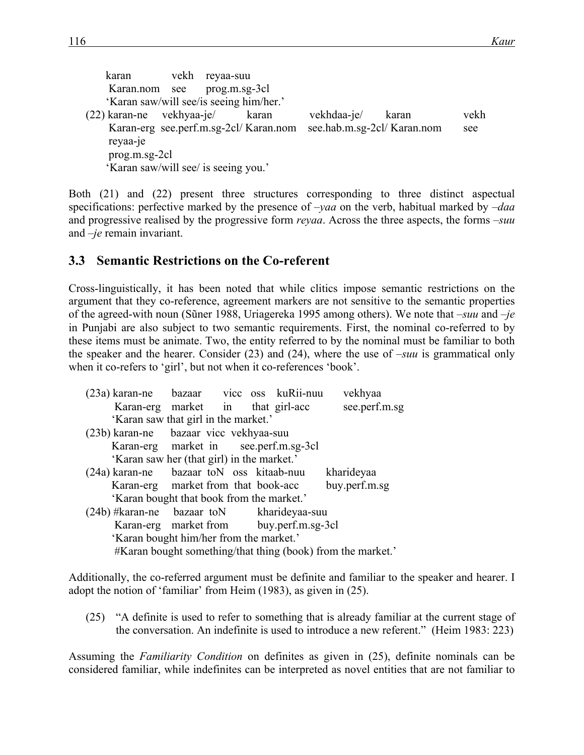karan vekh reyaa-suu
Karan.nom see prog.m.sg-3cl
'Karan saw/will see/is seeing him/her.'

(22) karan-ne vekhyaa-je/ karan vekhdaa-je/ karan vekh reyaa-je
Karan-erg see.perf.m.sg-2cl/ Karan.nom see.hab.m.sg-2cl/ Karan.nom see prog.m.sg-2cl
'Karan saw/will see/ is seeing you.'

Both (21) and (22) present three structures corresponding to three distinct aspectual specifications: perfective marked by the presence of *–yaa* on the verb, habitual marked by *–daa* and progressive realised by the progressive form *reyaa*. Across the three aspects, the forms *–suu* and *–je* remain invariant.

## 3.3 Semantic Restrictions on the Co-referent

Cross-linguistically, it has been noted that while clitics impose semantic restrictions on the argument that they co-reference, agreement markers are not sensitive to the semantic properties of the agreed-with noun (Sũner 1988, Uriagereka 1995 among others). We note that *–suu* and *–je* in Punjabi are also subject to two semantic requirements. First, the nominal co-referred to by these items must be animate. Two, the entity referred to by the nominal must be familiar to both the speaker and the hearer. Consider (23) and (24), where the use of *–suu* is grammatical only when it co-refers to 'girl', but not when it co-references 'book'.

(23a) karan-ne bazaar vicc oss kuRii-nuu vekhyaa
Karan-erg market in that girl-acc see.perf.m.sg
'Karan saw that girl in the market.'

(23b) karan-ne bazaar vicc vekhyaa-suu
Karan-erg market in see.perf.m.sg-3cl
'Karan saw her (that girl) in the market.'

(24a) karan-ne bazaar toN oss kitaab-nuu kharideyaa
Karan-erg market from that book-acc buy.perf.m.sg
'Karan bought that book from the market.'

(24b) #karan-ne bazaar toN kharideyaa-suu
Karan-erg market from buy.perf.m.sg-3cl
'Karan bought him/her from the market.'
#Karan bought something/that thing (book) from the market.'

Additionally, the co-referred argument must be definite and familiar to the speaker and hearer. I adopt the notion of 'familiar' from Heim (1983), as given in (25).

(25) "A definite is used to refer to something that is already familiar at the current stage of the conversation. An indefinite is used to introduce a new referent." (Heim 1983: 223)

Assuming the *Familiarity Condition* on definites as given in (25), definite nominals can be considered familiar, while indefinites can be interpreted as novel entities that are not familiar to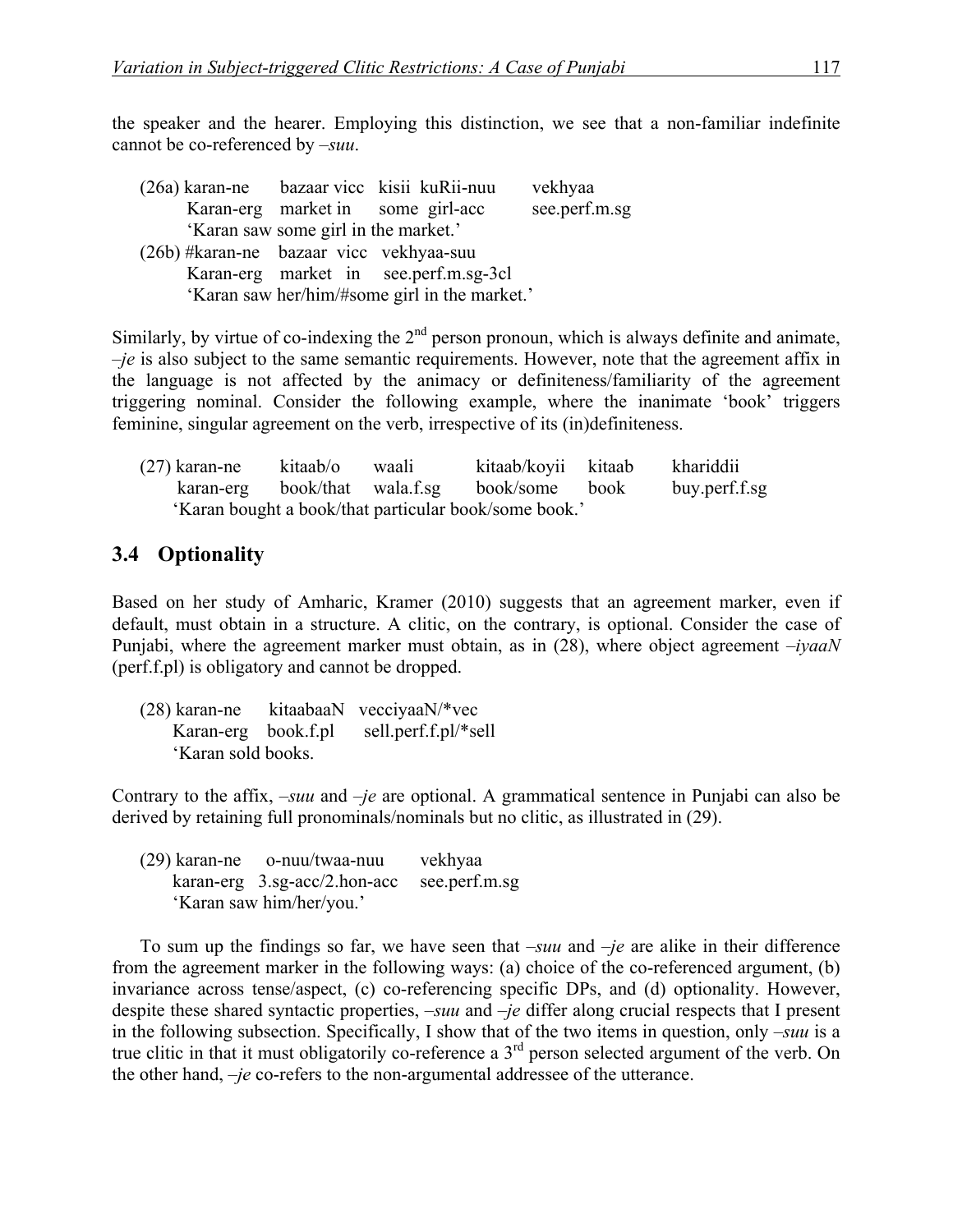the speaker and the hearer. Employing this distinction, we see that a non-familiar indefinite cannot be co-referenced by *–suu*.

(26a) karan-ne bazaar vicc kisii kuRii-nuu vekhyaa
Karan-erg market in some girl-acc see.perf.m.sg
'Karan saw some girl in the market.'

(26b) #karan-ne bazaar vicc vekhyaa-suu
Karan-erg market in see.perf.m.sg-3cl
'Karan saw her/him/#some girl in the market.'

Similarly, by virtue of co-indexing the 2nd person pronoun, which is always definite and animate, *–je* is also subject to the same semantic requirements. However, note that the agreement affix in the language is not affected by the animacy or definiteness/familiarity of the agreement triggering nominal. Consider the following example, where the inanimate 'book' triggers feminine, singular agreement on the verb, irrespective of its (in)definiteness.

(27) karan-ne kitaab/o waali kitaab/koyii kitaab khariddii
karan-erg book/that wala.f.sg book/some book buy.perf.f.sg
'Karan bought a book/that particular book/some book.'

## 3.4 Optionality

Based on her study of Amharic, Kramer (2010) suggests that an agreement marker, even if default, must obtain in a structure. A clitic, on the contrary, is optional. Consider the case of Punjabi, where the agreement marker must obtain, as in (28), where object agreement *–iyaaN* (perf.f.pl) is obligatory and cannot be dropped.

(28) karan-ne kitaabaaN vecciyaaN/*vec
Karan-erg book.f.pl sell.perf.f.pl/*sell
'Karan sold books.

Contrary to the affix, *–suu* and *–je* are optional. A grammatical sentence in Punjabi can also be derived by retaining full pronominals/nominals but no clitic, as illustrated in (29).

(29) karan-ne o-nuu/twaa-nuu vekhyaa
karan-erg 3.sg-acc/2.hon-acc see.perf.m.sg
'Karan saw him/her/you.'

To sum up the findings so far, we have seen that *–suu* and *–je* are alike in their difference from the agreement marker in the following ways: (a) choice of the co-referenced argument, (b) invariance across tense/aspect, (c) co-referencing specific DPs, and (d) optionality. However, despite these shared syntactic properties, *–suu* and *–je* differ along crucial respects that I present in the following subsection. Specifically, I show that of the two items in question, only *–suu* is a true clitic in that it must obligatorily co-reference a 3rd person selected argument of the verb. On the other hand, *–je* co-refers to the non-argumental addressee of the utterance.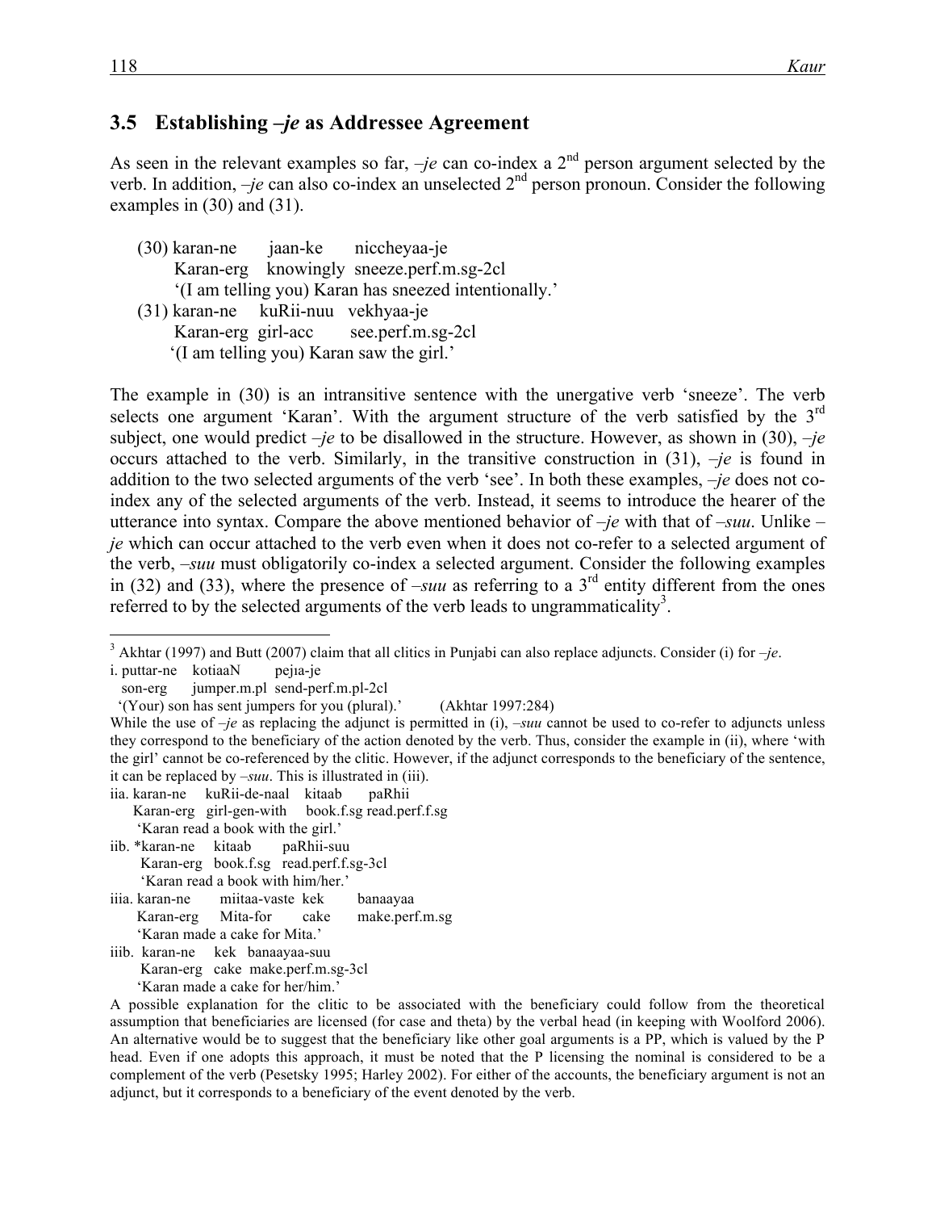### 3.5 Establishing *–je* as Addressee Agreement

As seen in the relevant examples so far, *–je* can co-index a 2nd person argument selected by the verb. In addition, *–je* can also co-index an unselected 2nd person pronoun. Consider the following examples in (30) and (31).

(30) karan-ne jaan-ke niccheyaa-je
  Karan-erg knowingly sneeze.perf.m.sg-2cl
  '(I am telling you) Karan has sneezed intentionally.'

(31) karan-ne kuRii-nuu vekhyaa-je
  Karan-erg girl-acc see.perf.m.sg-2cl
  '(I am telling you) Karan saw the girl.'

The example in (30) is an intransitive sentence with the unergative verb 'sneeze'. The verb selects one argument 'Karan'. With the argument structure of the verb satisfied by the 3rd subject, one would predict *–je* to be disallowed in the structure. However, as shown in (30), *–je* occurs attached to the verb. Similarly, in the transitive construction in (31), *–je* is found in addition to the two selected arguments of the verb 'see'. In both these examples, *–je* does not co-index any of the selected arguments of the verb. Instead, it seems to introduce the hearer of the utterance into syntax. Compare the above mentioned behavior of *–je* with that of *–suu*. Unlike *–je* which can occur attached to the verb even when it does not co-refer to a selected argument of the verb, *–suu* must obligatorily co-index a selected argument. Consider the following examples in (32) and (33), where the presence of *–suu* as referring to a 3rd entity different from the ones referred to by the selected arguments of the verb leads to ungrammaticality[3].

---

[3] Akhtar (1997) and Butt (2007) claim that all clitics in Punjabi can also replace adjuncts. Consider (i) for *–je*.

i. puttar-ne kotiaaN pejıa-je
  son-erg jumper.m.pl send-perf.m.pl-2cl
  '(Your) son has sent jumpers for you (plural).' (Akhtar 1997:284)

While the use of *–je* as replacing the adjunct is permitted in (i), *–suu* cannot be used to co-refer to adjuncts unless they correspond to the beneficiary of the action denoted by the verb. Thus, consider the example in (ii), where 'with the girl' cannot be co-referenced by the clitic. However, if the adjunct corresponds to the beneficiary of the sentence, it can be replaced by *–suu*. This is illustrated in (iii).

iia. karan-ne kuRii-de-naal kitaab paRhii
  Karan-erg girl-gen-with book.f.sg read.perf.f.sg
  'Karan read a book with the girl.'

iib. *karan-ne kitaab paRhii-suu
  Karan-erg book.f.sg read.perf.f.sg-3cl
  'Karan read a book with him/her.'

iiia. karan-ne miitaa-vaste kek banaayaa
  Karan-erg Mita-for cake make.perf.m.sg
  'Karan made a cake for Mita.'

iiib. karan-ne kek banaayaa-suu
  Karan-erg cake make.perf.m.sg-3cl
  'Karan made a cake for her/him.'

A possible explanation for the clitic to be associated with the beneficiary could follow from the theoretical assumption that beneficiaries are licensed (for case and theta) by the verbal head (in keeping with Woolford 2006). An alternative would be to suggest that the beneficiary like other goal arguments is a PP, which is valued by the P head. Even if one adopts this approach, it must be noted that the P licensing the nominal is considered to be a complement of the verb (Pesetsky 1995; Harley 2002). For either of the accounts, the beneficiary argument is not an adjunct, but it corresponds to a beneficiary of the event denoted by the verb.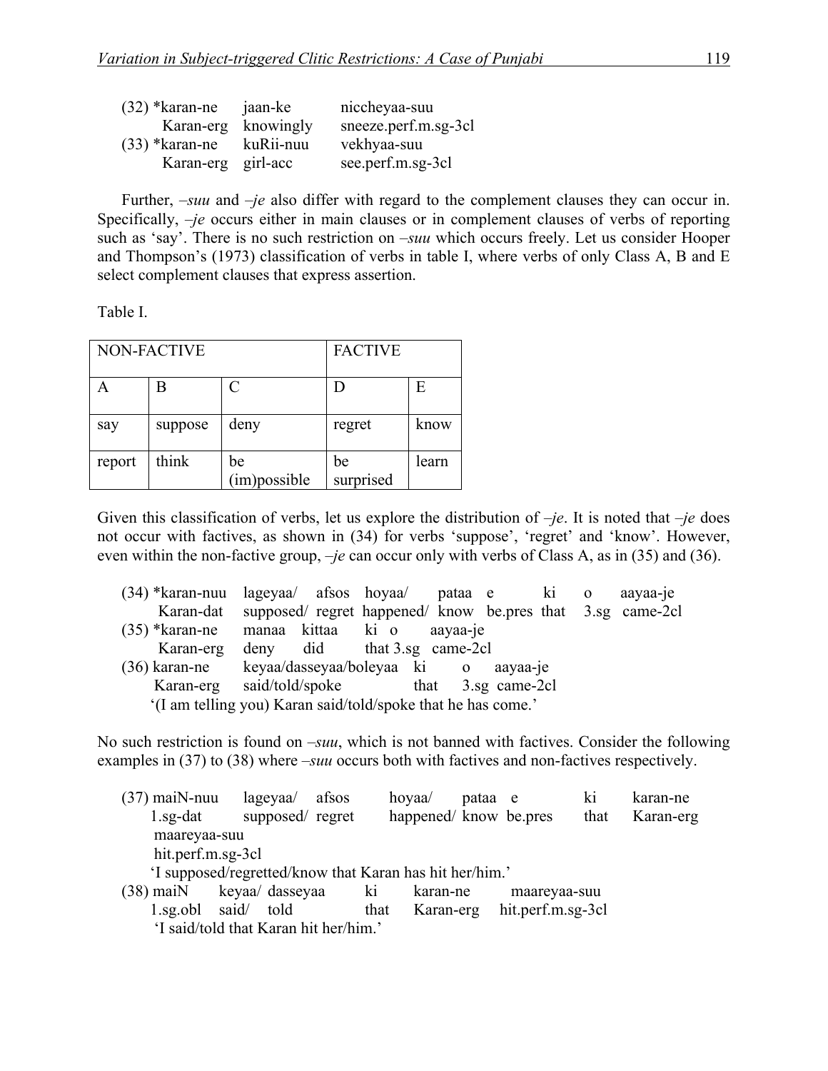(32) *karan-ne jaan-ke niccheyaa-suu
Karan-erg knowingly sneeze.perf.m.sg-3cl

(33) *karan-ne kuRii-nuu vekhyaa-suu
Karan-erg girl-acc see.perf.m.sg-3cl

Further, *–suu* and *–je* also differ with regard to the complement clauses they can occur in. Specifically, *–je* occurs either in main clauses or in complement clauses of verbs of reporting such as 'say'. There is no such restriction on *–suu* which occurs freely. Let us consider Hooper and Thompson's (1973) classification of verbs in table I, where verbs of only Class A, B and E select complement clauses that express assertion.

Table I.

| NON-FACTIVE | | | FACTIVE | |
|---|---|---|---|---|
| A | B | C | D | E |
| say | suppose | deny | regret | know |
| report | think | be (im)possible | be surprised | learn |

Given this classification of verbs, let us explore the distribution of *–je*. It is noted that *–je* does not occur with factives, as shown in (34) for verbs 'suppose', 'regret' and 'know'. However, even within the non-factive group, *–je* can occur only with verbs of Class A, as in (35) and (36).

(34) *karan-nuu lageyaa/ afsos hoyaa/ pataa e ki o aayaa-je
Karan-dat supposed/ regret happened/ know be.pres that 3.sg came-2cl

(35) *karan-ne manaa kittaa ki o aayaa-je
Karan-erg deny did that 3.sg came-2cl

(36) karan-ne keyaa/dasseyaa/boleyaa ki o aayaa-je
Karan-erg said/told/spoke that 3.sg came-2cl
'(I am telling you) Karan said/told/spoke that he has come.'

No such restriction is found on *–suu*, which is not banned with factives. Consider the following examples in (37) to (38) where *–suu* occurs both with factives and non-factives respectively.

(37) maiN-nuu lageyaa/ afsos hoyaa/ pataa e ki karan-ne maareyaa-suu
1.sg-dat supposed/ regret happened/ know be.pres that Karan-erg hit.perf.m.sg-3cl
'I supposed/regretted/know that Karan has hit her/him.'

(38) maiN keyaa/ dasseyaa ki karan-ne maareyaa-suu
1.sg.obl said/ told that Karan-erg hit.perf.m.sg-3cl
'I said/told that Karan hit her/him.'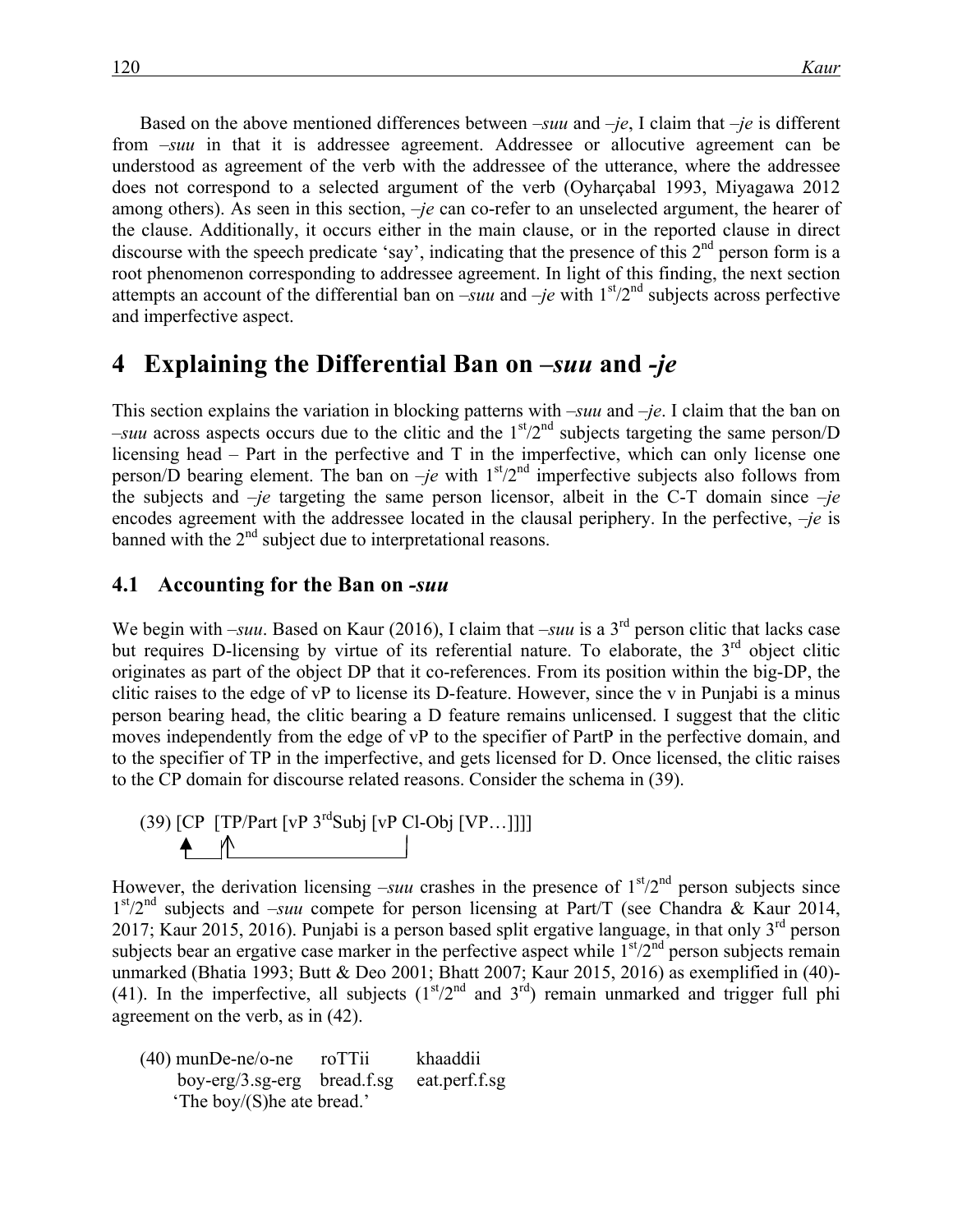Based on the above mentioned differences between *–suu* and *–je*, I claim that *–je* is different from *–suu* in that it is addressee agreement. Addressee or allocutive agreement can be understood as agreement of the verb with the addressee of the utterance, where the addressee does not correspond to a selected argument of the verb (Oyharçabal 1993, Miyagawa 2012 among others). As seen in this section, *–je* can co-refer to an unselected argument, the hearer of the clause. Additionally, it occurs either in the main clause, or in the reported clause in direct discourse with the speech predicate 'say', indicating that the presence of this 2nd person form is a root phenomenon corresponding to addressee agreement. In light of this finding, the next section attempts an account of the differential ban on *–suu* and *–je* with 1st/2nd subjects across perfective and imperfective aspect.

# 4 Explaining the Differential Ban on *–suu* and *-je*

This section explains the variation in blocking patterns with *–suu* and *–je*. I claim that the ban on *–suu* across aspects occurs due to the clitic and the 1st/2nd subjects targeting the same person/D licensing head – Part in the perfective and T in the imperfective, which can only license one person/D bearing element. The ban on *–je* with 1st/2nd imperfective subjects also follows from the subjects and *–je* targeting the same person licensor, albeit in the C-T domain since *–je* encodes agreement with the addressee located in the clausal periphery. In the perfective, *–je* is banned with the 2nd subject due to interpretational reasons.

## 4.1 Accounting for the Ban on *-suu*

We begin with *–suu*. Based on Kaur (2016), I claim that *–suu* is a 3rd person clitic that lacks case but requires D-licensing by virtue of its referential nature. To elaborate, the 3rd object clitic originates as part of the object DP that it co-references. From its position within the big-DP, the clitic raises to the edge of vP to license its D-feature. However, since the v in Punjabi is a minus person bearing head, the clitic bearing a D feature remains unlicensed. I suggest that the clitic moves independently from the edge of vP to the specifier of PartP in the perfective domain, and to the specifier of TP in the imperfective, and gets licensed for D. Once licensed, the clitic raises to the CP domain for discourse related reasons. Consider the schema in (39).

(39) [CP [TP/Part [vP 3rdSubj [vP Cl-Obj [VP…]]]]

However, the derivation licensing *–suu* crashes in the presence of 1st/2nd person subjects since 1st/2nd subjects and *–suu* compete for person licensing at Part/T (see Chandra & Kaur 2014, 2017; Kaur 2015, 2016). Punjabi is a person based split ergative language, in that only 3rd person subjects bear an ergative case marker in the perfective aspect while 1st/2nd person subjects remain unmarked (Bhatia 1993; Butt & Deo 2001; Bhatt 2007; Kaur 2015, 2016) as exemplified in (40)-(41). In the imperfective, all subjects (1st/2nd and 3rd) remain unmarked and trigger full phi agreement on the verb, as in (42).

(40) munDe-ne/o-ne roTTii khaaddii
boy-erg/3.sg-erg bread.f.sg eat.perf.f.sg
'The boy/(S)he ate bread.'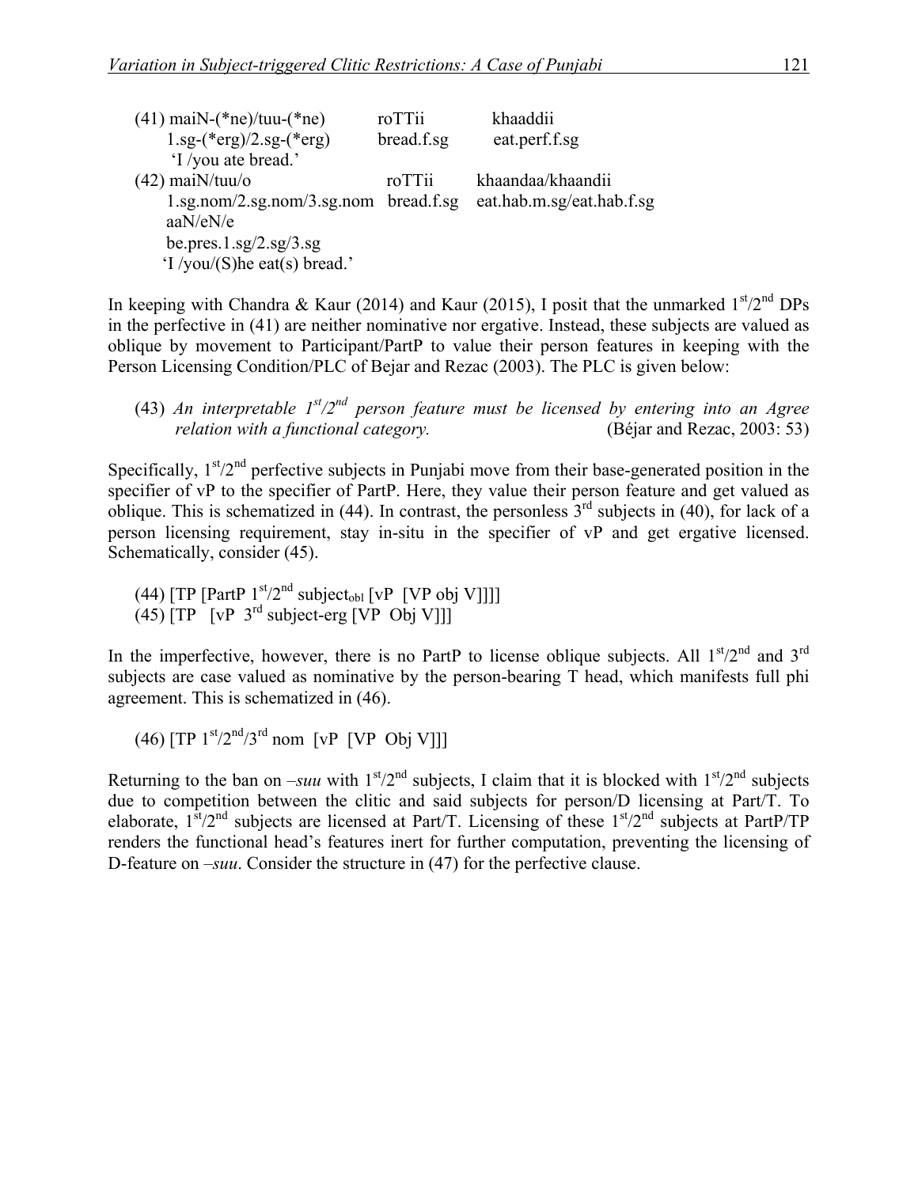(41) maiN-(*ne)/tuu-(*ne)          roTTii          khaaddii
       1.sg-(*erg)/2.sg-(*erg)          bread.f.sg          eat.perf.f.sg
       'I /you ate bread.'

(42) maiN/tuu/o          roTTii          khaandaa/khaandii
       1.sg.nom/2.sg.nom/3.sg.nom          bread.f.sg          eat.hab.m.sg/eat.hab.f.sg
       aaN/eN/e
       be.pres.1.sg/2.sg/3.sg
       'I /you/(S)he eat(s) bread.'

In keeping with Chandra & Kaur (2014) and Kaur (2015), I posit that the unmarked 1st/2nd DPs in the perfective in (41) are neither nominative nor ergative. Instead, these subjects are valued as oblique by movement to Participant/PartP to value their person features in keeping with the Person Licensing Condition/PLC of Bejar and Rezac (2003). The PLC is given below:

(43) *An interpretable 1st/2nd person feature must be licensed by entering into an Agree relation with a functional category.* (Béjar and Rezac, 2003: 53)

Specifically, 1st/2nd perfective subjects in Punjabi move from their base-generated position in the specifier of vP to the specifier of PartP. Here, they value their person feature and get valued as oblique. This is schematized in (44). In contrast, the personless 3rd subjects in (40), for lack of a person licensing requirement, stay in-situ in the specifier of vP and get ergative licensed. Schematically, consider (45).

(44) [TP [PartP 1st/2nd $\text{subject}_{obl}$ [vP [VP obj V]]]]
(45) [TP [vP 3rd subject-erg [VP Obj V]]]

In the imperfective, however, there is no PartP to license oblique subjects. All 1st/2nd and 3rd subjects are case valued as nominative by the person-bearing T head, which manifests full phi agreement. This is schematized in (46).

(46) [TP 1st/2nd/3rd nom [vP [VP Obj V]]]

Returning to the ban on *–suu* with 1st/2nd subjects, I claim that it is blocked with 1st/2nd subjects due to competition between the clitic and said subjects for person/D licensing at Part/T. To elaborate, 1st/2nd subjects are licensed at Part/T. Licensing of these 1st/2nd subjects at PartP/TP renders the functional head's features inert for further computation, preventing the licensing of D-feature on *–suu*. Consider the structure in (47) for the perfective clause.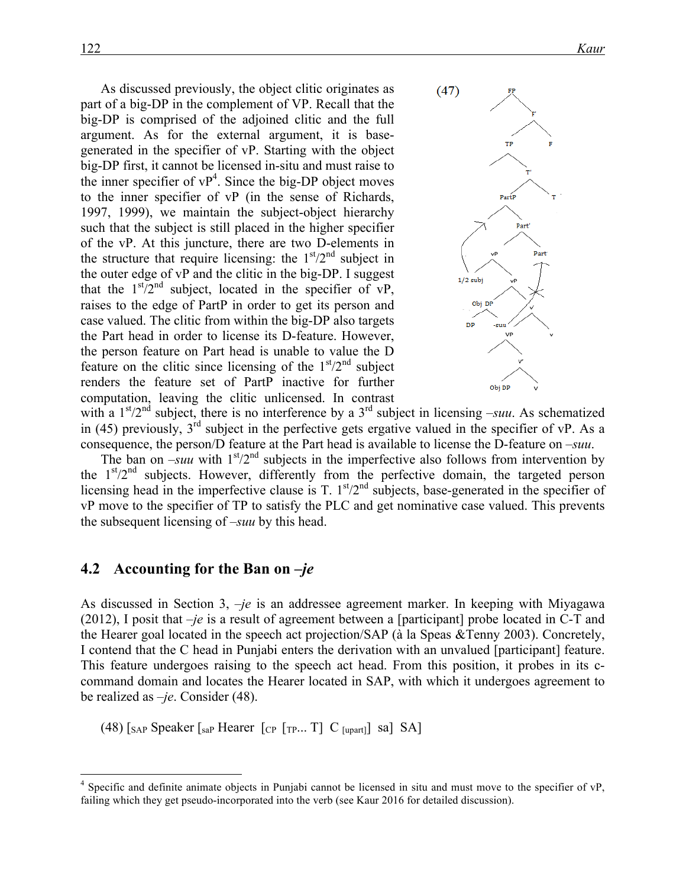As discussed previously, the object clitic originates as part of a big-DP in the complement of VP. Recall that the big-DP is comprised of the adjoined clitic and the full argument. As for the external argument, it is base-generated in the specifier of vP. Starting with the object big-DP first, it cannot be licensed in-situ and must raise to the inner specifier of vP[4]. Since the big-DP object moves to the inner specifier of vP (in the sense of Richards, 1997, 1999), we maintain the subject-object hierarchy such that the subject is still placed in the higher specifier of the vP. At this juncture, there are two D-elements in the structure that require licensing: the 1st/2nd subject in the outer edge of vP and the clitic in the big-DP. I suggest that the 1st/2nd subject, located in the specifier of vP, raises to the edge of PartP in order to get its person and case valued. The clitic from within the big-DP also targets the Part head in order to license its D-feature. However, the person feature on Part head is unable to value the D feature on the clitic since licensing of the 1st/2nd subject renders the feature set of PartP inactive for further computation, leaving the clitic unlicensed. In contrast with a 1st/2nd subject, there is no interference by a 3rd subject in licensing *–suu*. As schematized in (45) previously, 3rd subject in the perfective gets ergative valued in the specifier of vP. As a consequence, the person/D feature at the Part head is available to license the D-feature on *–suu*.

(47) [FP [F' [TP [T' [PartP [Part' [vP 1/2 subj [vP [Obj DP DP -suu] [v' [VP [V' Obj DP V]] v]]] Part]] T]] F]]

The ban on *–suu* with 1st/2nd subjects in the imperfective also follows from intervention by the 1st/2nd subjects. However, differently from the perfective domain, the targeted person licensing head in the imperfective clause is T. 1st/2nd subjects, base-generated in the specifier of vP move to the specifier of TP to satisfy the PLC and get nominative case valued. This prevents the subsequent licensing of *–suu* by this head.

## 4.2 Accounting for the Ban on *–je*

As discussed in Section 3, *–je* is an addressee agreement marker. In keeping with Miyagawa (2012), I posit that *–je* is a result of agreement between a [participant] probe located in C-T and the Hearer goal located in the speech act projection/SAP (à la Speas &Tenny 2003). Concretely, I contend that the C head in Punjabi enters the derivation with an unvalued [participant] feature. This feature undergoes raising to the speech act head. From this position, it probes in its c-command domain and locates the Hearer located in SAP, with which it undergoes agreement to be realized as *–je*. Consider (48).

(48) [$_{SAP}$ Speaker [$_{saP}$ Hearer [$_{CP}$ [$_{TP}$... T] C $_{[upart]}$] sa] SA]

---

[4] Specific and definite animate objects in Punjabi cannot be licensed in situ and must move to the specifier of vP, failing which they get pseudo-incorporated into the verb (see Kaur 2016 for detailed discussion).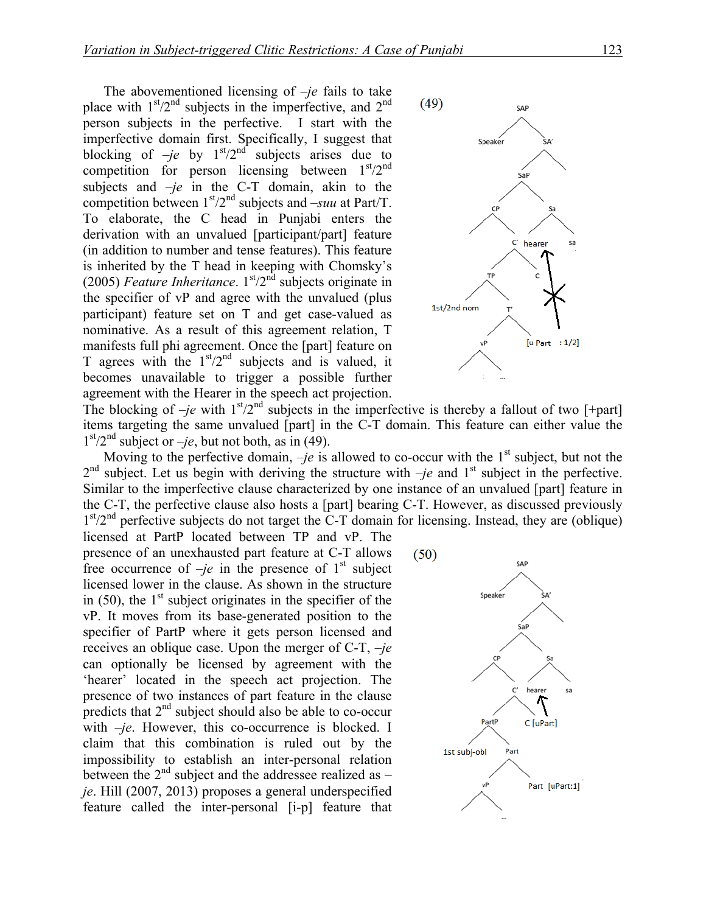The abovementioned licensing of *–je* fails to take place with 1st/2nd subjects in the imperfective, and 2nd person subjects in the perfective. I start with the imperfective domain first. Specifically, I suggest that blocking of *–je* by 1st/2nd subjects arises due to competition for person licensing between 1st/2nd subjects and *–je* in the C-T domain, akin to the competition between 1st/2nd subjects and *–suu* at Part/T. To elaborate, the C head in Punjabi enters the derivation with an unvalued [participant/part] feature (in addition to number and tense features). This feature is inherited by the T head in keeping with Chomsky's (2005) *Feature Inheritance*. 1st/2nd subjects originate in the specifier of vP and agree with the unvalued (plus participant) feature set on T and get case-valued as nominative. As a result of this agreement relation, T manifests full phi agreement. Once the [part] feature on T agrees with the 1st/2nd subjects and is valued, it becomes unavailable to trigger a possible further agreement with the Hearer in the speech act projection. The blocking of *–je* with 1st/2nd subjects in the imperfective is thereby a fallout of two [+part] items targeting the same unvalued [part] in the C-T domain. This feature can either value the 1st/2nd subject or *–je*, but not both, as in (49).

(49) [tree diagram: SAP → Speaker, SA′; SA′ → SaP; SaP → CP, Sa; Sa → hearer, sa; CP → C′; C′ → TP, C; TP → 1st/2nd nom, T′; T′ → vP, [u Part : 1/2]; arrow from [u Part : 1/2] to hearer blocked (X)]

Moving to the perfective domain, *–je* is allowed to co-occur with the 1st subject, but not the 2nd subject. Let us begin with deriving the structure with *–je* and 1st subject in the perfective. Similar to the imperfective clause characterized by one instance of an unvalued [part] feature in the C-T, the perfective clause also hosts a [part] bearing C-T. However, as discussed previously 1st/2nd perfective subjects do not target the C-T domain for licensing. Instead, they are (oblique) licensed at PartP located between TP and vP. The presence of an unexhausted part feature at C-T allows free occurrence of *–je* in the presence of 1st subject licensed lower in the clause. As shown in the structure in (50), the 1st subject originates in the specifier of the vP. It moves from its base-generated position to the specifier of PartP where it gets person licensed and receives an oblique case. Upon the merger of C-T, *–je* can optionally be licensed by agreement with the 'hearer' located in the speech act projection. The presence of two instances of part feature in the clause predicts that 2nd subject should also be able to co-occur with *–je*. However, this co-occurrence is blocked. I claim that this combination is ruled out by the impossibility to establish an inter-personal relation between the 2nd subject and the addressee realized as *–je*. Hill (2007, 2013) proposes a general underspecified feature called the inter-personal [i-p] feature that

(50) [tree diagram: SAP → Speaker, SA′; SA′ → SaP; SaP → CP, Sa; Sa → hearer, sa; CP → C′; C′ → PartP, C [uPart]; arrow from C [uPart] to hearer; PartP → 1st subj-obl, Part; Part → vP, Part [uPart:1]]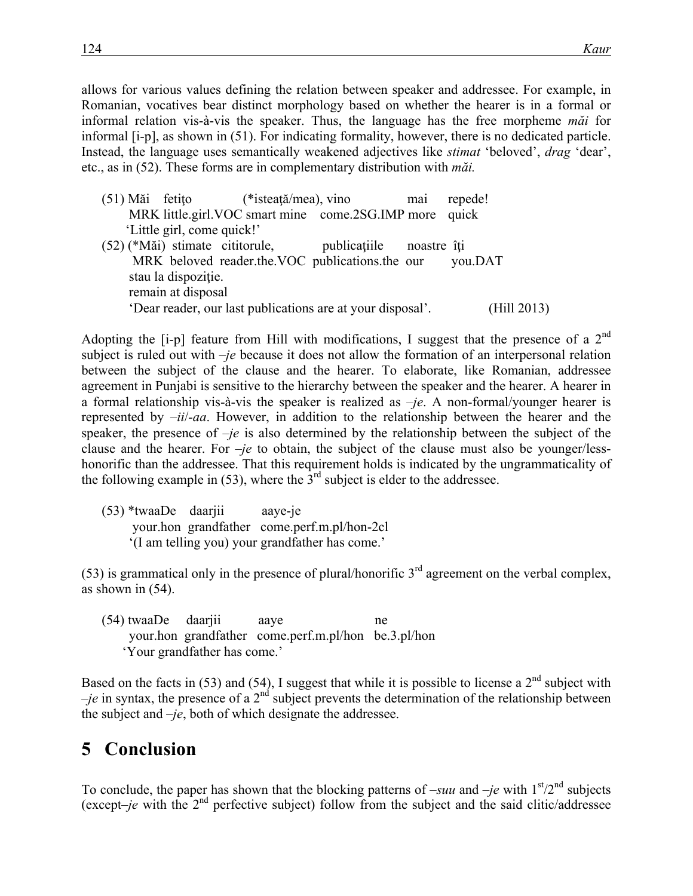allows for various values defining the relation between speaker and addressee. For example, in Romanian, vocatives bear distinct morphology based on whether the hearer is in a formal or informal relation vis-à-vis the speaker. Thus, the language has the free morpheme *măi* for informal [i-p], as shown in (51). For indicating formality, however, there is no dedicated particle. Instead, the language uses semantically weakened adjectives like *stimat* 'beloved', *drag* 'dear', etc., as in (52). These forms are in complementary distribution with *măi.*

(51) Măi fetiţo (*isteaţă/mea), vino mai repede!
MRK little.girl.VOC smart mine come.2SG.IMP more quick
'Little girl, come quick!'

(52) (*Măi) stimate cititorule, publicaţiile noastre îţi
MRK beloved reader.the.VOC publications.the our you.DAT
stau la dispoziţie.
remain at disposal
'Dear reader, our last publications are at your disposal'. (Hill 2013)

Adopting the [i-p] feature from Hill with modifications, I suggest that the presence of a 2nd subject is ruled out with *–je* because it does not allow the formation of an interpersonal relation between the subject of the clause and the hearer. To elaborate, like Romanian, addressee agreement in Punjabi is sensitive to the hierarchy between the speaker and the hearer. A hearer in a formal relationship vis-à-vis the speaker is realized as *–je*. A non-formal/younger hearer is represented by *–ii*/*-aa*. However, in addition to the relationship between the hearer and the speaker, the presence of *–je* is also determined by the relationship between the subject of the clause and the hearer. For *–je* to obtain, the subject of the clause must also be younger/less-honorific than the addressee. That this requirement holds is indicated by the ungrammaticality of the following example in (53), where the 3rd subject is elder to the addressee.

(53) *twaaDe daarjii aaye-je
your.hon grandfather come.perf.m.pl/hon-2cl
'(I am telling you) your grandfather has come.'

(53) is grammatical only in the presence of plural/honorific 3rd agreement on the verbal complex, as shown in (54).

(54) twaaDe daarjii aaye ne
your.hon grandfather come.perf.m.pl/hon be.3.pl/hon
'Your grandfather has come.'

Based on the facts in (53) and (54), I suggest that while it is possible to license a 2nd subject with *–je* in syntax, the presence of a 2nd subject prevents the determination of the relationship between the subject and *–je*, both of which designate the addressee.

# 5 Conclusion

To conclude, the paper has shown that the blocking patterns of *–suu* and *–je* with 1st/2nd subjects (except *–je* with the 2nd perfective subject) follow from the subject and the said clitic/addressee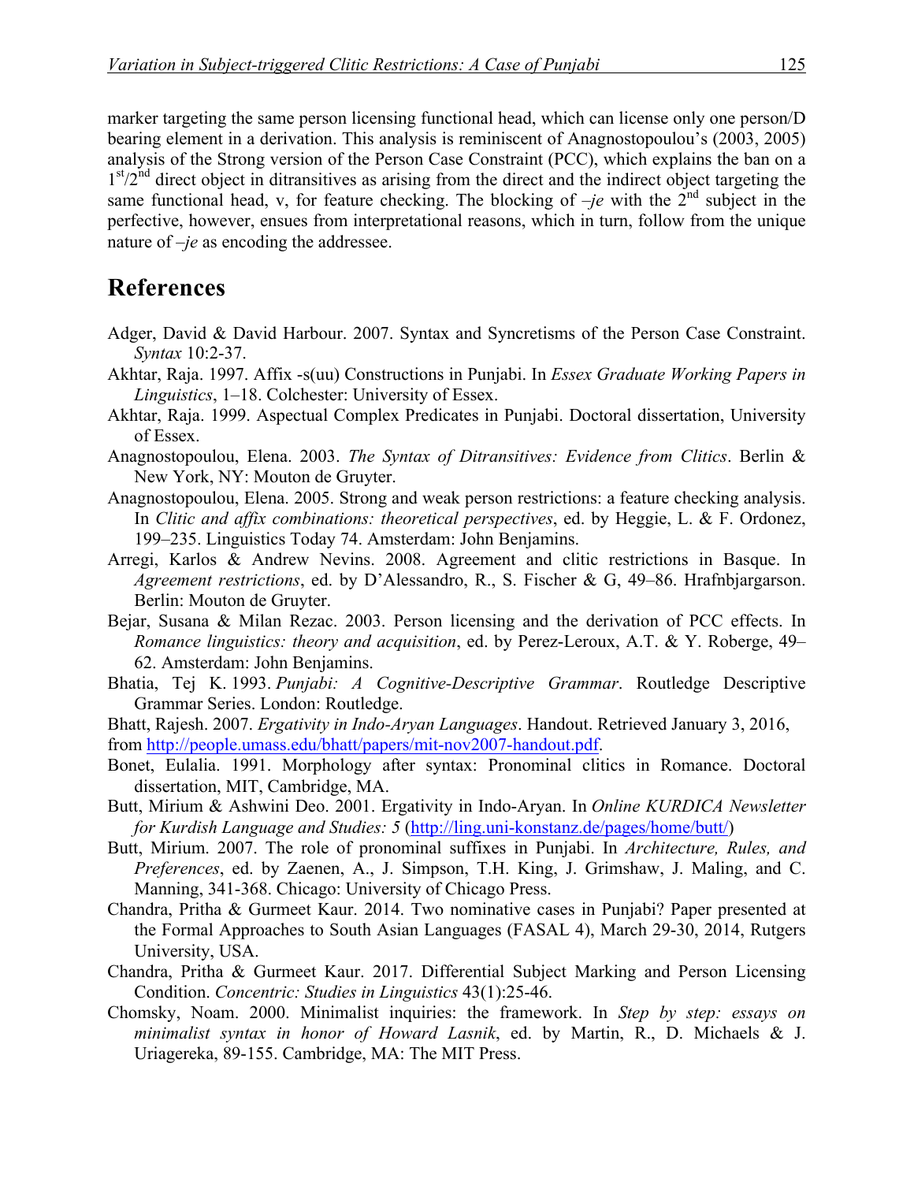marker targeting the same person licensing functional head, which can license only one person/D bearing element in a derivation. This analysis is reminiscent of Anagnostopoulou's (2003, 2005) analysis of the Strong version of the Person Case Constraint (PCC), which explains the ban on a 1st/2nd direct object in ditransitives as arising from the direct and the indirect object targeting the same functional head, v, for feature checking. The blocking of *–je* with the 2nd subject in the perfective, however, ensues from interpretational reasons, which in turn, follow from the unique nature of *–je* as encoding the addressee.

# References

Adger, David & David Harbour. 2007. Syntax and Syncretisms of the Person Case Constraint. *Syntax* 10:2-37.

Akhtar, Raja. 1997. Affix -s(uu) Constructions in Punjabi. In *Essex Graduate Working Papers in Linguistics*, 1–18. Colchester: University of Essex.

Akhtar, Raja. 1999. Aspectual Complex Predicates in Punjabi. Doctoral dissertation, University of Essex.

Anagnostopoulou, Elena. 2003. *The Syntax of Ditransitives: Evidence from Clitics*. Berlin & New York, NY: Mouton de Gruyter.

Anagnostopoulou, Elena. 2005. Strong and weak person restrictions: a feature checking analysis. In *Clitic and affix combinations: theoretical perspectives*, ed. by Heggie, L. & F. Ordonez, 199–235. Linguistics Today 74. Amsterdam: John Benjamins.

Arregi, Karlos & Andrew Nevins. 2008. Agreement and clitic restrictions in Basque. In *Agreement restrictions*, ed. by D'Alessandro, R., S. Fischer & G, 49–86. Hrafnbjargarson. Berlin: Mouton de Gruyter.

Bejar, Susana & Milan Rezac. 2003. Person licensing and the derivation of PCC effects. In *Romance linguistics: theory and acquisition*, ed. by Perez-Leroux, A.T. & Y. Roberge, 49–62. Amsterdam: John Benjamins.

Bhatia, Tej K. 1993. *Punjabi: A Cognitive-Descriptive Grammar*. Routledge Descriptive Grammar Series. London: Routledge.

Bhatt, Rajesh. 2007. *Ergativity in Indo-Aryan Languages*. Handout. Retrieved January 3, 2016, from http://people.umass.edu/bhatt/papers/mit-nov2007-handout.pdf.

Bonet, Eulalia. 1991. Morphology after syntax: Pronominal clitics in Romance. Doctoral dissertation, MIT, Cambridge, MA.

Butt, Mirium & Ashwini Deo. 2001. Ergativity in Indo-Aryan. In *Online KURDICA Newsletter for Kurdish Language and Studies: 5* (http://ling.uni-konstanz.de/pages/home/butt/)

Butt, Mirium. 2007. The role of pronominal suffixes in Punjabi. In *Architecture, Rules, and Preferences*, ed. by Zaenen, A., J. Simpson, T.H. King, J. Grimshaw, J. Maling, and C. Manning, 341-368. Chicago: University of Chicago Press.

Chandra, Pritha & Gurmeet Kaur. 2014. Two nominative cases in Punjabi? Paper presented at the Formal Approaches to South Asian Languages (FASAL 4), March 29-30, 2014, Rutgers University, USA.

Chandra, Pritha & Gurmeet Kaur. 2017. Differential Subject Marking and Person Licensing Condition. *Concentric: Studies in Linguistics* 43(1):25-46.

Chomsky, Noam. 2000. Minimalist inquiries: the framework. In *Step by step: essays on minimalist syntax in honor of Howard Lasnik*, ed. by Martin, R., D. Michaels & J. Uriagereka, 89-155. Cambridge, MA: The MIT Press.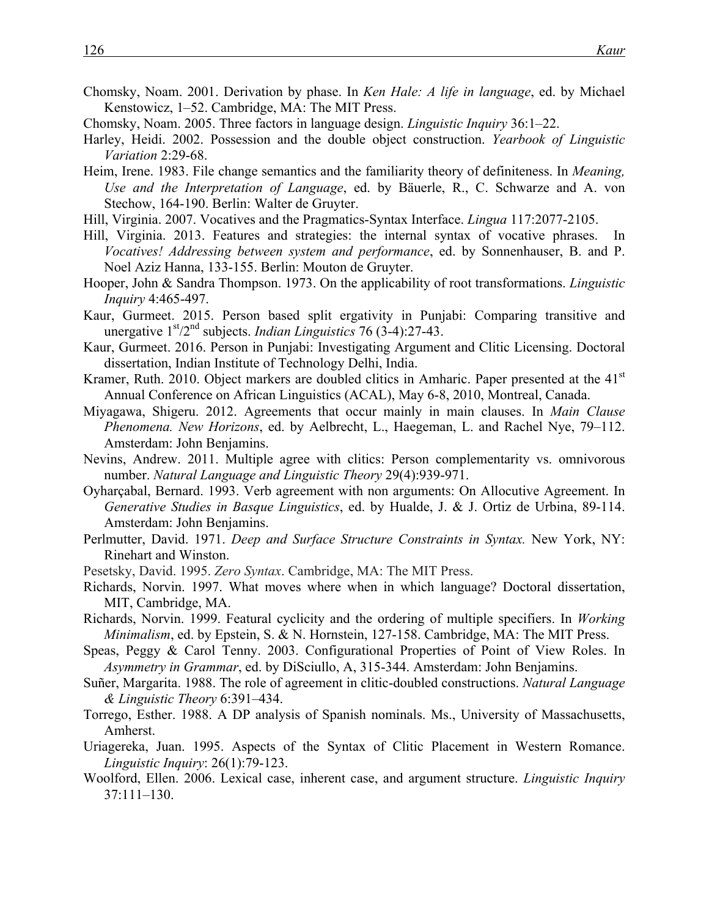Chomsky, Noam. 2001. Derivation by phase. In *Ken Hale: A life in language*, ed. by Michael Kenstowicz, 1–52. Cambridge, MA: The MIT Press.

Chomsky, Noam. 2005. Three factors in language design. *Linguistic Inquiry* 36:1–22.

Harley, Heidi. 2002. Possession and the double object construction. *Yearbook of Linguistic Variation* 2:29-68.

Heim, Irene. 1983. File change semantics and the familiarity theory of definiteness. In *Meaning, Use and the Interpretation of Language*, ed. by Bäuerle, R., C. Schwarze and A. von Stechow, 164-190. Berlin: Walter de Gruyter.

Hill, Virginia. 2007. Vocatives and the Pragmatics-Syntax Interface. *Lingua* 117:2077-2105.

Hill, Virginia. 2013. Features and strategies: the internal syntax of vocative phrases. In *Vocatives! Addressing between system and performance*, ed. by Sonnenhauser, B. and P. Noel Aziz Hanna, 133-155. Berlin: Mouton de Gruyter.

Hooper, John & Sandra Thompson. 1973. On the applicability of root transformations. *Linguistic Inquiry* 4:465-497.

Kaur, Gurmeet. 2015. Person based split ergativity in Punjabi: Comparing transitive and unergative 1st/2nd subjects. *Indian Linguistics* 76 (3-4):27-43.

Kaur, Gurmeet. 2016. Person in Punjabi: Investigating Argument and Clitic Licensing. Doctoral dissertation, Indian Institute of Technology Delhi, India.

Kramer, Ruth. 2010. Object markers are doubled clitics in Amharic. Paper presented at the 41st Annual Conference on African Linguistics (ACAL), May 6-8, 2010, Montreal, Canada.

Miyagawa, Shigeru. 2012. Agreements that occur mainly in main clauses. In *Main Clause Phenomena. New Horizons*, ed. by Aelbrecht, L., Haegeman, L. and Rachel Nye, 79–112. Amsterdam: John Benjamins.

Nevins, Andrew. 2011. Multiple agree with clitics: Person complementarity vs. omnivorous number. *Natural Language and Linguistic Theory* 29(4):939-971.

Oyharçabal, Bernard. 1993. Verb agreement with non arguments: On Allocutive Agreement. In *Generative Studies in Basque Linguistics*, ed. by Hualde, J. & J. Ortiz de Urbina, 89-114. Amsterdam: John Benjamins.

Perlmutter, David. 1971. *Deep and Surface Structure Constraints in Syntax.* New York, NY: Rinehart and Winston.

Pesetsky, David. 1995. *Zero Syntax*. Cambridge, MA: The MIT Press.

Richards, Norvin. 1997. What moves where when in which language? Doctoral dissertation, MIT, Cambridge, MA.

Richards, Norvin. 1999. Featural cyclicity and the ordering of multiple specifiers. In *Working Minimalism*, ed. by Epstein, S. & N. Hornstein, 127-158. Cambridge, MA: The MIT Press.

Speas, Peggy & Carol Tenny. 2003. Configurational Properties of Point of View Roles. In *Asymmetry in Grammar*, ed. by DiSciullo, A, 315-344. Amsterdam: John Benjamins.

Suñer, Margarita. 1988. The role of agreement in clitic-doubled constructions. *Natural Language & Linguistic Theory* 6:391–434.

Torrego, Esther. 1988. A DP analysis of Spanish nominals. Ms., University of Massachusetts, Amherst.

Uriagereka, Juan. 1995. Aspects of the Syntax of Clitic Placement in Western Romance. *Linguistic Inquiry*: 26(1):79-123.

Woolford, Ellen. 2006. Lexical case, inherent case, and argument structure. *Linguistic Inquiry* 37:111–130.